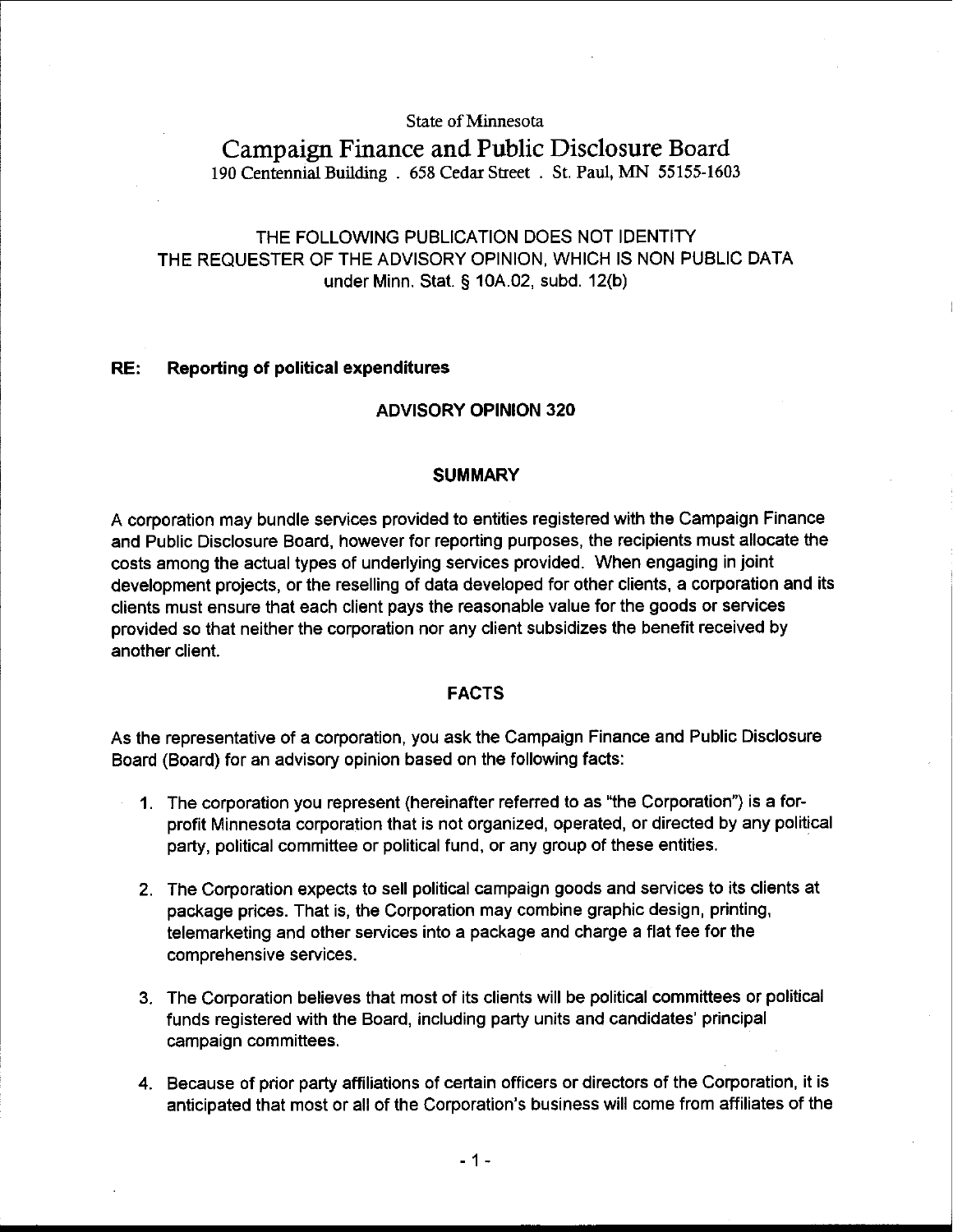State of Minnesota

# Campaign Finance and Public Disclosure Board

190 Centennial Building . 658 Cedar Street . St. Paul, MN 55155-1603

THE FOLLOWING PUBLICATION DOES NOT IDENTITY THE REQUESTER OF THE ADVISORY OPINION, WHICH IS NON PUBLIC DATA under Minn. Stat. § 10A.02, subd. 12(b)

**RE: Reporting of political expenditures**

## ADVISORY OPINION 320

## SUMMARY

A corporation may bundle services provided to entities registered with the Campaign Finance and Public Disclosure Board, however for reporting purposes, the recipients must allocate the costs among the actual types of underlying services provided. When engaging in joint development projects, or the reselling of data developed for other clients, a corporation and its clients must ensure that each client pays the reasonable value for the goods or services provided so that neither the corporation nor any client subsidizes the benefit received by another client.

## FACTS

As the representative of a corporation, you ask the Campaign Finance and Public Disclosure Board (Board) for an advisory opinion based on the following facts:

1. The corporation you represent (hereinafter referred to as "the Corporation") is a for-profit Minnesota corporation that is not organized, operated, or directed by any political party, political committee or political fund, or any group of these entities.
2. The Corporation expects to sell political campaign goods and services to its clients at package prices. That is, the Corporation may combine graphic design, printing, telemarketing and other services into a package and charge a flat fee for the comprehensive services.
3. The Corporation believes that most of its clients will be political committees or political funds registered with the Board, including party units and candidates' principal campaign committees.
4. Because of prior party affiliations of certain officers or directors of the Corporation, it is anticipated that most or all of the Corporation's business will come from affiliates of the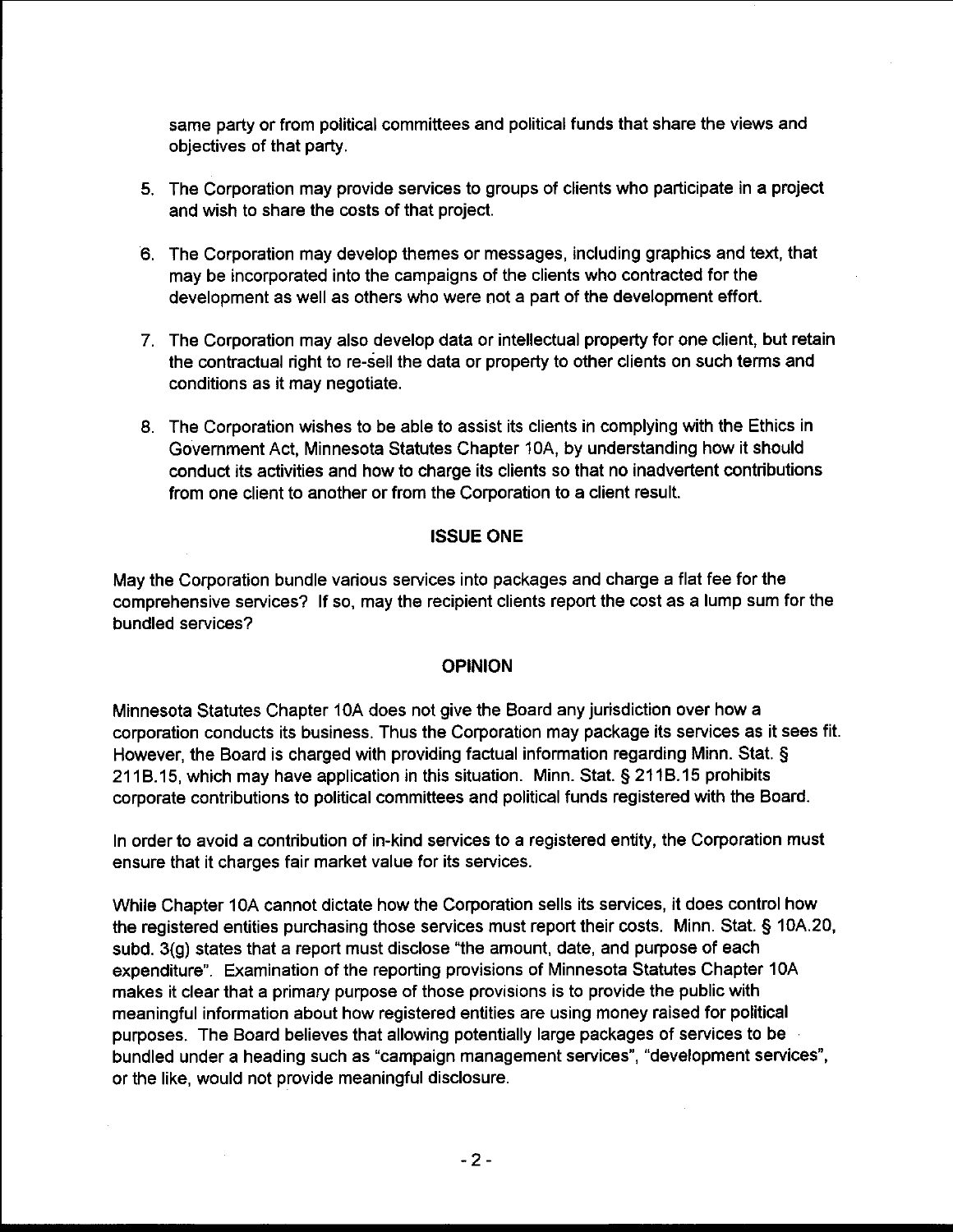same party or from political committees and political funds that share the views and objectives of that party.

5. The Corporation may provide services to groups of clients who participate in a project and wish to share the costs of that project.

6. The Corporation may develop themes or messages, including graphics and text, that may be incorporated into the campaigns of the clients who contracted for the development as well as others who were not a part of the development effort.

7. The Corporation may also develop data or intellectual property for one client, but retain the contractual right to re-sell the data or property to other clients on such terms and conditions as it may negotiate.

8. The Corporation wishes to be able to assist its clients in complying with the Ethics in Government Act, Minnesota Statutes Chapter 10A, by understanding how it should conduct its activities and how to charge its clients so that no inadvertent contributions from one client to another or from the Corporation to a client result.

## ISSUE ONE

May the Corporation bundle various services into packages and charge a flat fee for the comprehensive services? If so, may the recipient clients report the cost as a lump sum for the bundled services?

## OPINION

Minnesota Statutes Chapter 10A does not give the Board any jurisdiction over how a corporation conducts its business. Thus the Corporation may package its services as it sees fit. However, the Board is charged with providing factual information regarding Minn. Stat. § 211B.15, which may have application in this situation. Minn. Stat. § 211B.15 prohibits corporate contributions to political committees and political funds registered with the Board.

In order to avoid a contribution of in-kind services to a registered entity, the Corporation must ensure that it charges fair market value for its services.

While Chapter 10A cannot dictate how the Corporation sells its services, it does control how the registered entities purchasing those services must report their costs. Minn. Stat. § 10A.20, subd. 3(g) states that a report must disclose "the amount, date, and purpose of each expenditure". Examination of the reporting provisions of Minnesota Statutes Chapter 10A makes it clear that a primary purpose of those provisions is to provide the public with meaningful information about how registered entities are using money raised for political purposes. The Board believes that allowing potentially large packages of services to be bundled under a heading such as "campaign management services", "development services", or the like, would not provide meaningful disclosure.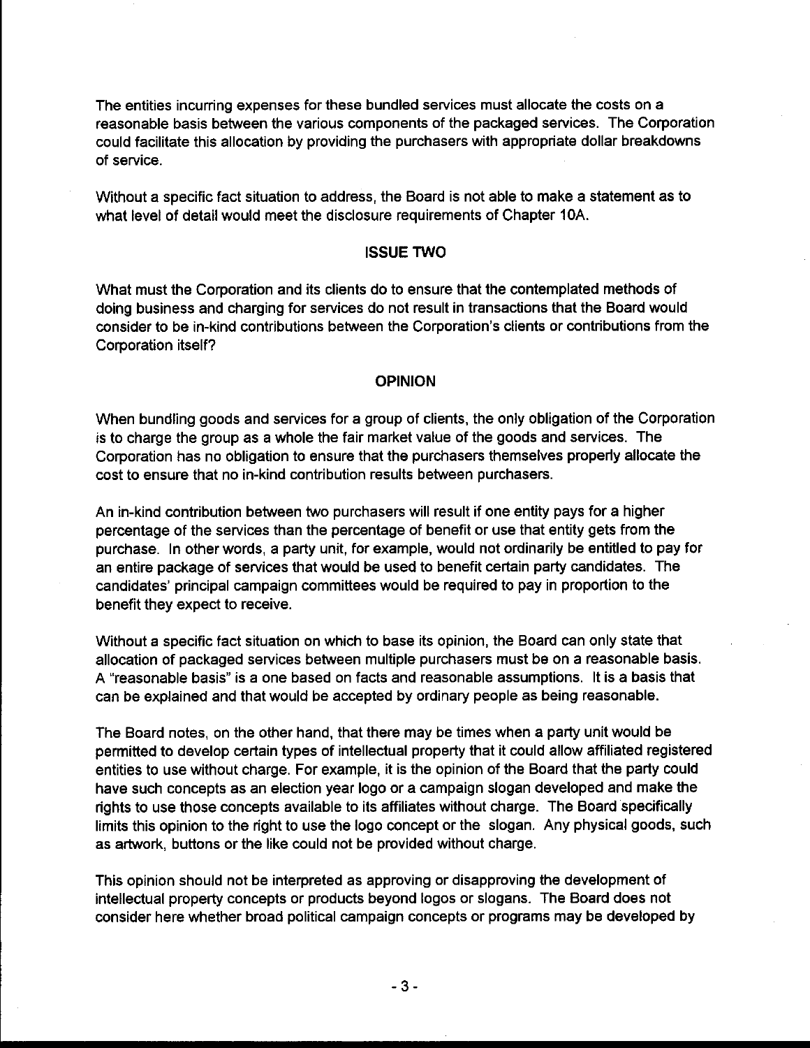The entities incurring expenses for these bundled services must allocate the costs on a reasonable basis between the various components of the packaged services. The Corporation could facilitate this allocation by providing the purchasers with appropriate dollar breakdowns of service.

Without a specific fact situation to address, the Board is not able to make a statement as to what level of detail would meet the disclosure requirements of Chapter 10A.

## ISSUE TWO

What must the Corporation and its clients do to ensure that the contemplated methods of doing business and charging for services do not result in transactions that the Board would consider to be in-kind contributions between the Corporation's clients or contributions from the Corporation itself?

## OPINION

When bundling goods and services for a group of clients, the only obligation of the Corporation is to charge the group as a whole the fair market value of the goods and services. The Corporation has no obligation to ensure that the purchasers themselves properly allocate the cost to ensure that no in-kind contribution results between purchasers.

An in-kind contribution between two purchasers will result if one entity pays for a higher percentage of the services than the percentage of benefit or use that entity gets from the purchase. In other words, a party unit, for example, would not ordinarily be entitled to pay for an entire package of services that would be used to benefit certain party candidates. The candidates' principal campaign committees would be required to pay in proportion to the benefit they expect to receive.

Without a specific fact situation on which to base its opinion, the Board can only state that allocation of packaged services between multiple purchasers must be on a reasonable basis. A "reasonable basis" is a one based on facts and reasonable assumptions. It is a basis that can be explained and that would be accepted by ordinary people as being reasonable.

The Board notes, on the other hand, that there may be times when a party unit would be permitted to develop certain types of intellectual property that it could allow affiliated registered entities to use without charge. For example, it is the opinion of the Board that the party could have such concepts as an election year logo or a campaign slogan developed and make the rights to use those concepts available to its affiliates without charge. The Board specifically limits this opinion to the right to use the logo concept or the slogan. Any physical goods, such as artwork, buttons or the like could not be provided without charge.

This opinion should not be interpreted as approving or disapproving the development of intellectual property concepts or products beyond logos or slogans. The Board does not consider here whether broad political campaign concepts or programs may be developed by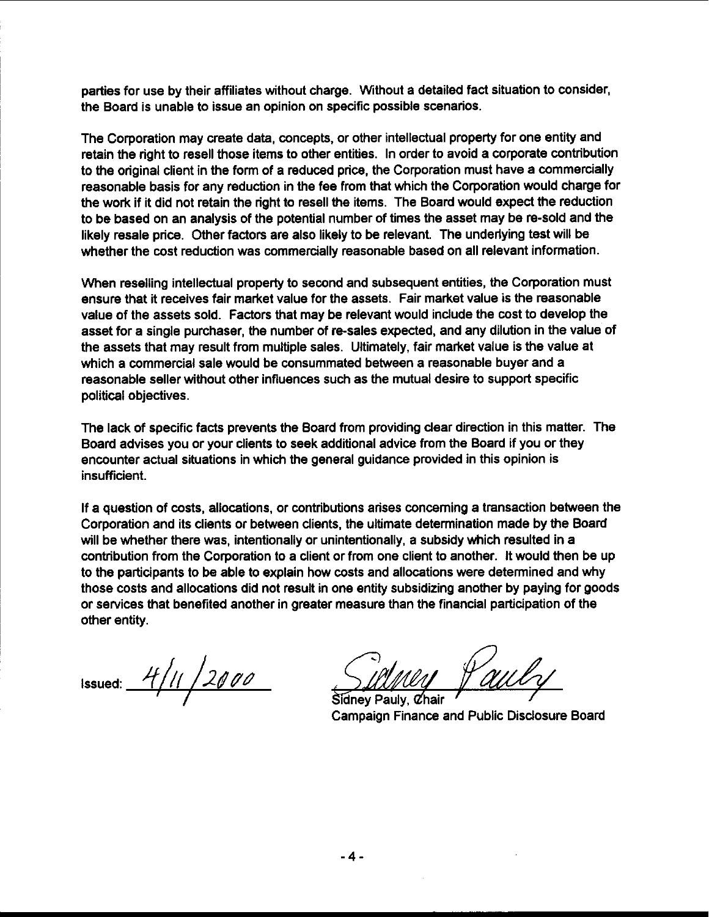parties for use by their affiliates without charge. Without a detailed fact situation to consider, the Board is unable to issue an opinion on specific possible scenarios.

The Corporation may create data, concepts, or other intellectual property for one entity and retain the right to resell those items to other entities. In order to avoid a corporate contribution to the original client in the form of a reduced price, the Corporation must have a commercially reasonable basis for any reduction in the fee from that which the Corporation would charge for the work if it did not retain the right to resell the items. The Board would expect the reduction to be based on an analysis of the potential number of times the asset may be re-sold and the likely resale price. Other factors are also likely to be relevant. The underlying test will be whether the cost reduction was commercially reasonable based on all relevant information.

When reselling intellectual property to second and subsequent entities, the Corporation must ensure that it receives fair market value for the assets. Fair market value is the reasonable value of the assets sold. Factors that may be relevant would include the cost to develop the asset for a single purchaser, the number of re-sales expected, and any dilution in the value of the assets that may result from multiple sales. Ultimately, fair market value is the value at which a commercial sale would be consummated between a reasonable buyer and a reasonable seller without other influences such as the mutual desire to support specific political objectives.

The lack of specific facts prevents the Board from providing clear direction in this matter. The Board advises you or your clients to seek additional advice from the Board if you or they encounter actual situations in which the general guidance provided in this opinion is insufficient.

If a question of costs, allocations, or contributions arises concerning a transaction between the Corporation and its clients or between clients, the ultimate determination made by the Board will be whether there was, intentionally or unintentionally, a subsidy which resulted in a contribution from the Corporation to a client or from one client to another. It would then be up to the participants to be able to explain how costs and allocations were determined and why those costs and allocations did not result in one entity subsidizing another by paying for goods or services that benefited another in greater measure than the financial participation of the other entity.

Issued: 4/11/2000

Sidney Pauly

Sidney Pauly, Chair
Campaign Finance and Public Disclosure Board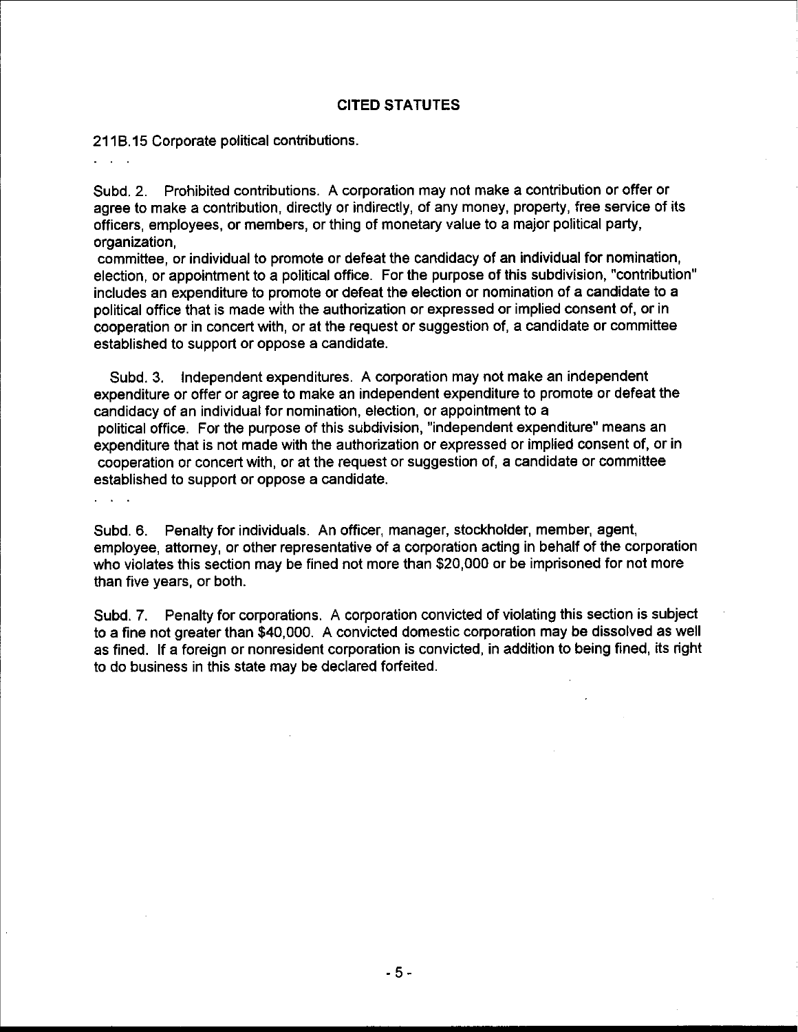## CITED STATUTES

211B.15 Corporate political contributions.

. . .

Subd. 2. Prohibited contributions. A corporation may not make a contribution or offer or agree to make a contribution, directly or indirectly, of any money, property, free service of its officers, employees, or members, or thing of monetary value to a major political party, organization, committee, or individual to promote or defeat the candidacy of an individual for nomination, election, or appointment to a political office. For the purpose of this subdivision, "contribution" includes an expenditure to promote or defeat the election or nomination of a candidate to a political office that is made with the authorization or expressed or implied consent of, or in cooperation or in concert with, or at the request or suggestion of, a candidate or committee established to support or oppose a candidate.

Subd. 3. Independent expenditures. A corporation may not make an independent expenditure or offer or agree to make an independent expenditure to promote or defeat the candidacy of an individual for nomination, election, or appointment to a political office. For the purpose of this subdivision, "independent expenditure" means an expenditure that is not made with the authorization or expressed or implied consent of, or in cooperation or concert with, or at the request or suggestion of, a candidate or committee established to support or oppose a candidate.

. . .

Subd. 6. Penalty for individuals. An officer, manager, stockholder, member, agent, employee, attorney, or other representative of a corporation acting in behalf of the corporation who violates this section may be fined not more than $20,000 or be imprisoned for not more than five years, or both.

Subd. 7. Penalty for corporations. A corporation convicted of violating this section is subject to a fine not greater than $40,000. A convicted domestic corporation may be dissolved as well as fined. If a foreign or nonresident corporation is convicted, in addition to being fined, its right to do business in this state may be declared forfeited.